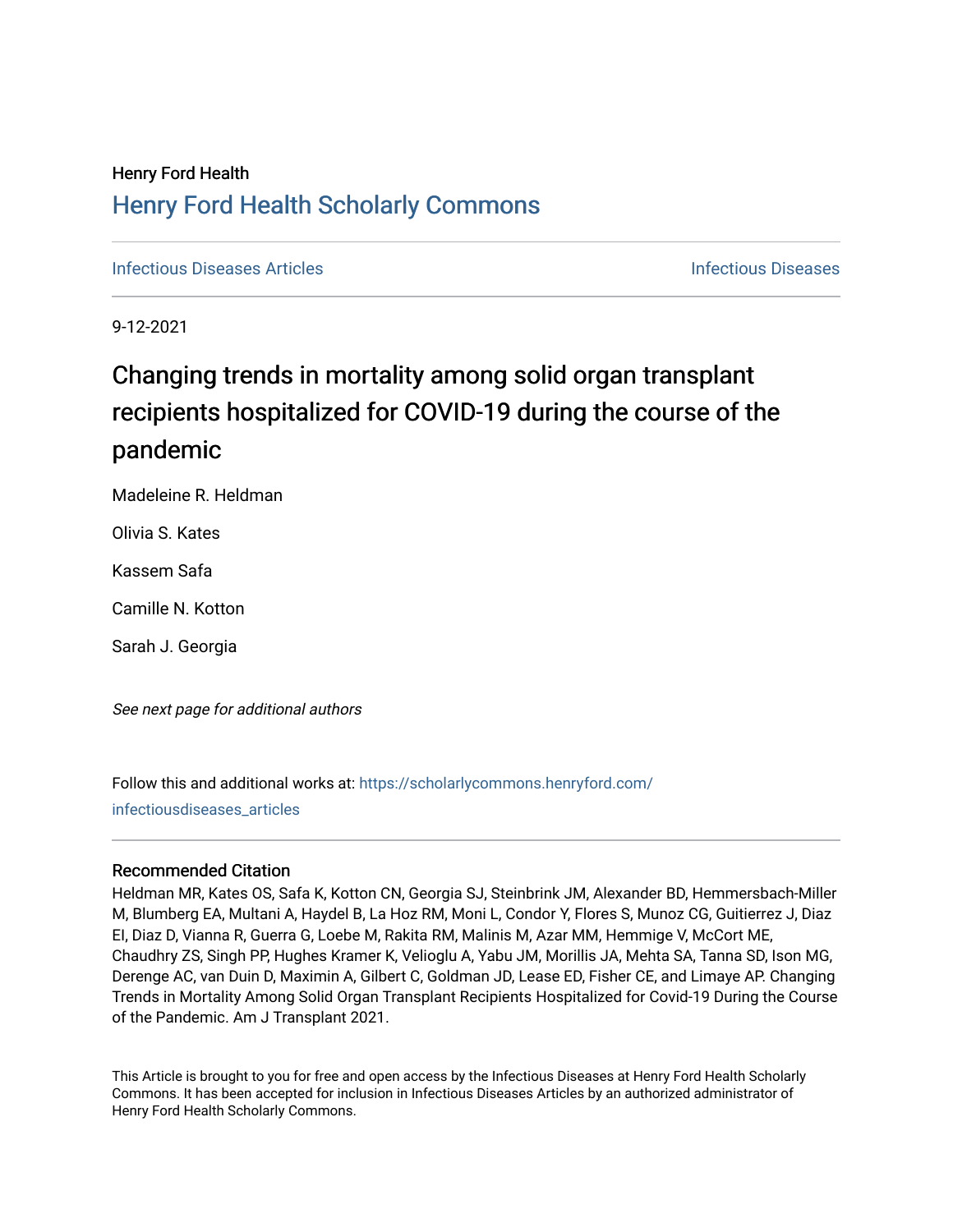Henry Ford Health

## Henry Ford Health Scholarly Commons

Infectious Diseases Articles | Infectious Diseases

9-12-2021

# Changing trends in mortality among solid organ transplant recipients hospitalized for COVID-19 during the course of the pandemic

Madeleine R. Heldman

Olivia S. Kates

Kassem Safa

Camille N. Kotton

Sarah J. Georgia

*See next page for additional authors*

Follow this and additional works at: https://scholarlycommons.henryford.com/infectiousdiseases_articles

### Recommended Citation

Heldman MR, Kates OS, Safa K, Kotton CN, Georgia SJ, Steinbrink JM, Alexander BD, Hemmersbach-Miller M, Blumberg EA, Multani A, Haydel B, La Hoz RM, Moni L, Condor Y, Flores S, Munoz CG, Guitierrez J, Diaz EI, Diaz D, Vianna R, Guerra G, Loebe M, Rakita RM, Malinis M, Azar MM, Hemmige V, McCort ME, Chaudhry ZS, Singh PP, Hughes Kramer K, Velioglu A, Yabu JM, Morillis JA, Mehta SA, Tanna SD, Ison MG, Derenge AC, van Duin D, Maximin A, Gilbert C, Goldman JD, Lease ED, Fisher CE, and Limaye AP. Changing Trends in Mortality Among Solid Organ Transplant Recipients Hospitalized for Covid-19 During the Course of the Pandemic. Am J Transplant 2021.

This Article is brought to you for free and open access by the Infectious Diseases at Henry Ford Health Scholarly Commons. It has been accepted for inclusion in Infectious Diseases Articles by an authorized administrator of Henry Ford Health Scholarly Commons.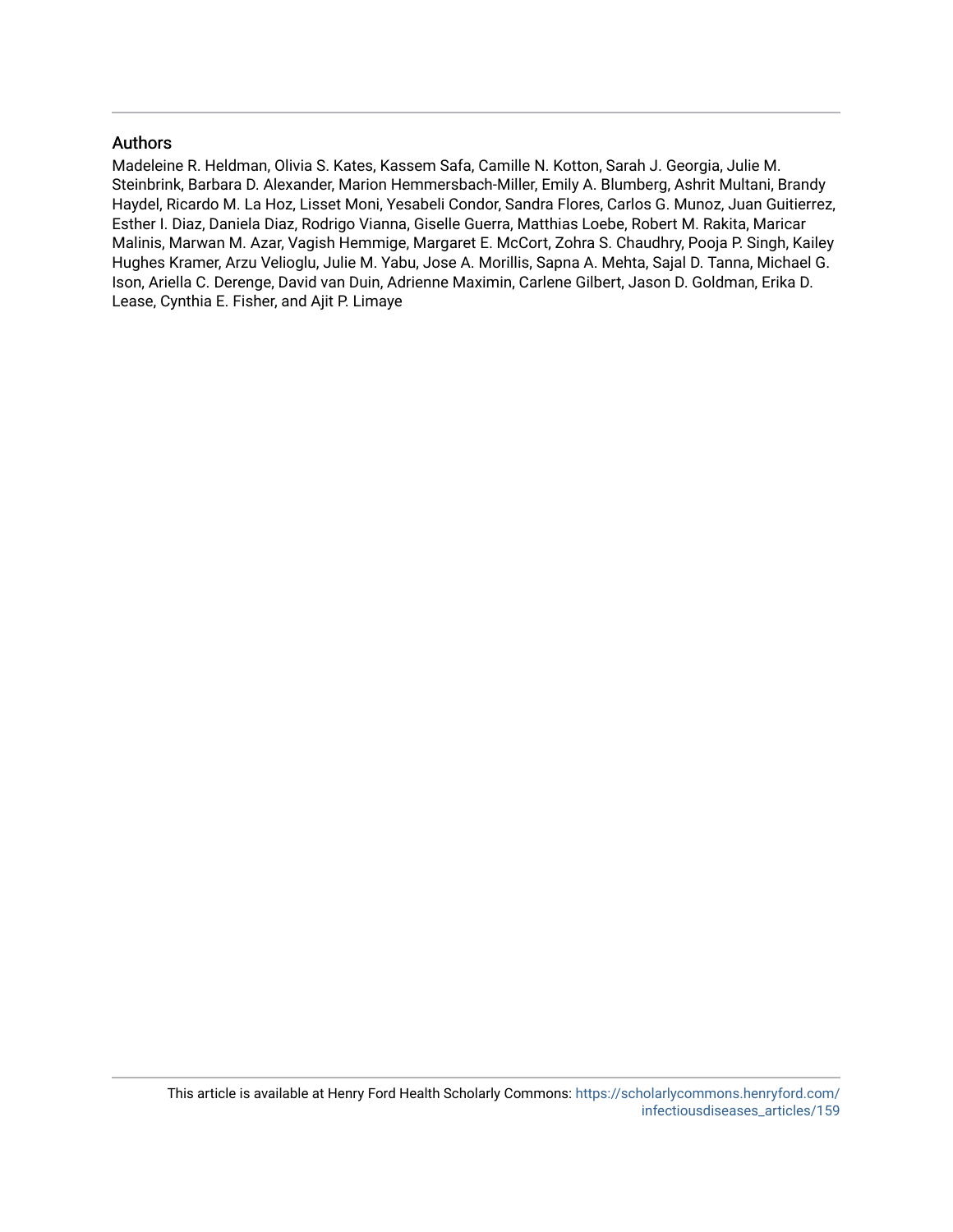## Authors

Madeleine R. Heldman, Olivia S. Kates, Kassem Safa, Camille N. Kotton, Sarah J. Georgia, Julie M. Steinbrink, Barbara D. Alexander, Marion Hemmersbach-Miller, Emily A. Blumberg, Ashrit Multani, Brandy Haydel, Ricardo M. La Hoz, Lisset Moni, Yesabeli Condor, Sandra Flores, Carlos G. Munoz, Juan Guitierrez, Esther I. Diaz, Daniela Diaz, Rodrigo Vianna, Giselle Guerra, Matthias Loebe, Robert M. Rakita, Maricar Malinis, Marwan M. Azar, Vagish Hemmige, Margaret E. McCort, Zohra S. Chaudhry, Pooja P. Singh, Kailey Hughes Kramer, Arzu Velioglu, Julie M. Yabu, Jose A. Morillis, Sapna A. Mehta, Sajal D. Tanna, Michael G. Ison, Ariella C. Derenge, David van Duin, Adrienne Maximin, Carlene Gilbert, Jason D. Goldman, Erika D. Lease, Cynthia E. Fisher, and Ajit P. Limaye

This article is available at Henry Ford Health Scholarly Commons: https://scholarlycommons.henryford.com/infectiousdiseases_articles/159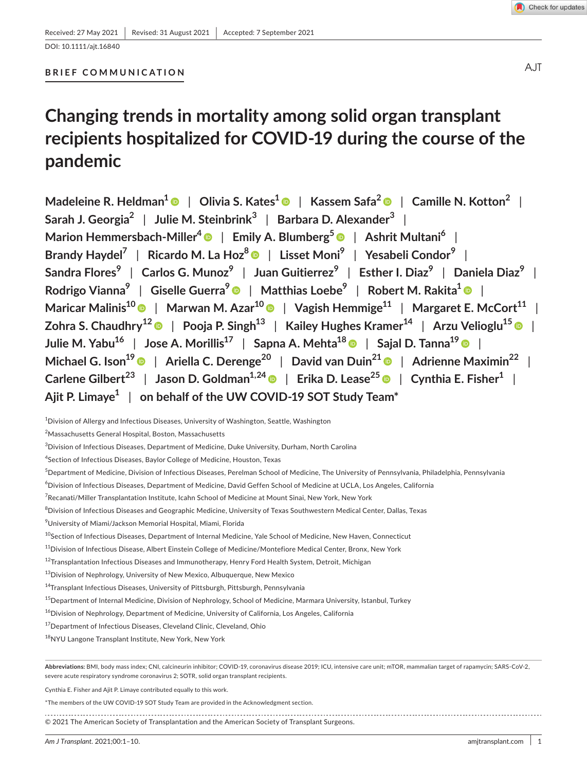Received: 27 May 2021 | Revised: 31 August 2021 | Accepted: 7 September 2021

DOI: 10.1111/ajt.16840

BRIEF COMMUNICATION

# Changing trends in mortality among solid organ transplant recipients hospitalized for COVID-19 during the course of the pandemic

Madeleine R. Heldman[1] | Olivia S. Kates[1] | Kassem Safa[2] | Camille N. Kotton[2] | Sarah J. Georgia[2] | Julie M. Steinbrink[3] | Barbara D. Alexander[3] | Marion Hemmersbach-Miller[4] | Emily A. Blumberg[5] | Ashrit Multani[6] | Brandy Haydel[7] | Ricardo M. La Hoz[8] | Lisset Moni[9] | Yesabeli Condor[9] | Sandra Flores[9] | Carlos G. Munoz[9] | Juan Guitierrez[9] | Esther I. Diaz[9] | Daniela Diaz[9] | Rodrigo Vianna[9] | Giselle Guerra[9] | Matthias Loebe[9] | Robert M. Rakita[1] | Maricar Malinis[10] | Marwan M. Azar[10] | Vagish Hemmige[11] | Margaret E. McCort[11] | Zohra S. Chaudhry[12] | Pooja P. Singh[13] | Kailey Hughes Kramer[14] | Arzu Velioglu[15] | Julie M. Yabu[16] | Jose A. Morillis[17] | Sapna A. Mehta[18] | Sajal D. Tanna[19] | Michael G. Ison[19] | Ariella C. Derenge[20] | David van Duin[21] | Adrienne Maximin[22] | Carlene Gilbert[23] | Jason D. Goldman[1,24] | Erika D. Lease[25] | Cynthia E. Fisher[1] | Ajit P. Limaye[1] | on behalf of the UW COVID-19 SOT Study Team*

[1]Division of Allergy and Infectious Diseases, University of Washington, Seattle, Washington

[2]Massachusetts General Hospital, Boston, Massachusetts

[3]Division of Infectious Diseases, Department of Medicine, Duke University, Durham, North Carolina

[4]Section of Infectious Diseases, Baylor College of Medicine, Houston, Texas

[5]Department of Medicine, Division of Infectious Diseases, Perelman School of Medicine, The University of Pennsylvania, Philadelphia, Pennsylvania

[6]Division of Infectious Diseases, Department of Medicine, David Geffen School of Medicine at UCLA, Los Angeles, California

[7]Recanati/Miller Transplantation Institute, Icahn School of Medicine at Mount Sinai, New York, New York

[8]Division of Infectious Diseases and Geographic Medicine, University of Texas Southwestern Medical Center, Dallas, Texas

[9]University of Miami/Jackson Memorial Hospital, Miami, Florida

[10]Section of Infectious Diseases, Department of Internal Medicine, Yale School of Medicine, New Haven, Connecticut

[11]Division of Infectious Disease, Albert Einstein College of Medicine/Montefiore Medical Center, Bronx, New York

[12]Transplantation Infectious Diseases and Immunotherapy, Henry Ford Health System, Detroit, Michigan

[13]Division of Nephrology, University of New Mexico, Albuquerque, New Mexico

[14]Transplant Infectious Diseases, University of Pittsburgh, Pittsburgh, Pennsylvania

[15]Department of Internal Medicine, Division of Nephrology, School of Medicine, Marmara University, Istanbul, Turkey

[16]Division of Nephrology, Department of Medicine, University of California, Los Angeles, California

[17]Department of Infectious Diseases, Cleveland Clinic, Cleveland, Ohio

[18]NYU Langone Transplant Institute, New York, New York

**Abbreviations:** BMI, body mass index; CNI, calcineurin inhibitor; COVID-19, coronavirus disease 2019; ICU, intensive care unit; mTOR, mammalian target of rapamycin; SARS-CoV-2, severe acute respiratory syndrome coronavirus 2; SOTR, solid organ transplant recipients.

Cynthia E. Fisher and Ajit P. Limaye contributed equally to this work.

*The members of the UW COVID-19 SOT Study Team are provided in the Acknowledgment section.

© 2021 The American Society of Transplantation and the American Society of Transplant Surgeons.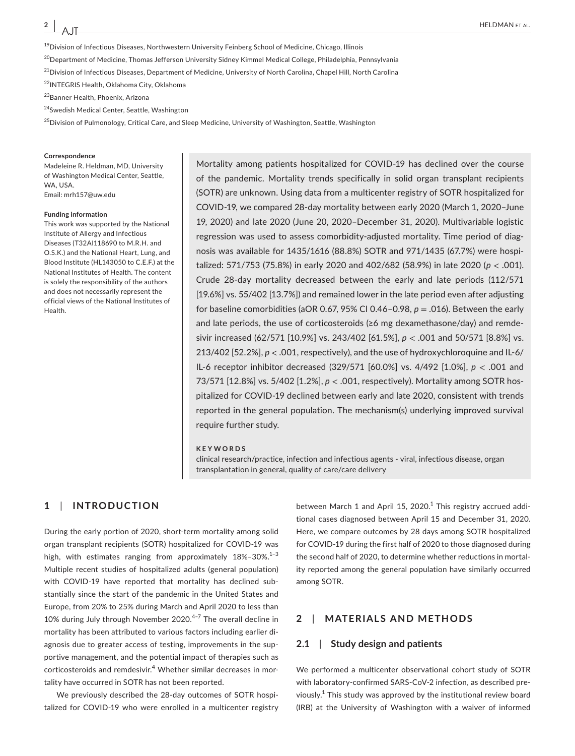[19]Division of Infectious Diseases, Northwestern University Feinberg School of Medicine, Chicago, Illinois

[20]Department of Medicine, Thomas Jefferson University Sidney Kimmel Medical College, Philadelphia, Pennsylvania

[21]Division of Infectious Diseases, Department of Medicine, University of North Carolina, Chapel Hill, North Carolina

[22]INTEGRIS Health, Oklahoma City, Oklahoma

[23]Banner Health, Phoenix, Arizona

[24]Swedish Medical Center, Seattle, Washington

[25]Division of Pulmonology, Critical Care, and Sleep Medicine, University of Washington, Seattle, Washington

**Correspondence**
Madeleine R. Heldman, MD, University of Washington Medical Center, Seattle, WA, USA.
Email: mrh157@uw.edu

**Funding information**
This work was supported by the National Institute of Allergy and Infectious Diseases (T32AI118690 to M.R.H. and O.S.K.) and the National Heart, Lung, and Blood Institute (HL143050 to C.E.F.) at the National Institutes of Health. The content is solely the responsibility of the authors and does not necessarily represent the official views of the National Institutes of Health.

Mortality among patients hospitalized for COVID-19 has declined over the course of the pandemic. Mortality trends specifically in solid organ transplant recipients (SOTR) are unknown. Using data from a multicenter registry of SOTR hospitalized for COVID-19, we compared 28-day mortality between early 2020 (March 1, 2020–June 19, 2020) and late 2020 (June 20, 2020–December 31, 2020). Multivariable logistic regression was used to assess comorbidity-adjusted mortality. Time period of diagnosis was available for 1435/1616 (88.8%) SOTR and 971/1435 (67.7%) were hospitalized: 571/753 (75.8%) in early 2020 and 402/682 (58.9%) in late 2020 ($p < .001$). Crude 28-day mortality decreased between the early and late periods (112/571 [19.6%] vs. 55/402 [13.7%]) and remained lower in the late period even after adjusting for baseline comorbidities (aOR 0.67, 95% CI 0.46–0.98, $p = .016$). Between the early and late periods, the use of corticosteroids (≥6 mg dexamethasone/day) and remdesivir increased (62/571 [10.9%] vs. 243/402 [61.5%], $p < .001$ and 50/571 [8.8%] vs. 213/402 [52.2%], $p < .001$, respectively), and the use of hydroxychloroquine and IL-6/IL-6 receptor inhibitor decreased (329/571 [60.0%] vs. 4/492 [1.0%], $p < .001$ and 73/571 [12.8%] vs. 5/402 [1.2%], $p < .001$, respectively). Mortality among SOTR hospitalized for COVID-19 declined between early and late 2020, consistent with trends reported in the general population. The mechanism(s) underlying improved survival require further study.

**KEYWORDS**
clinical research/practice, infection and infectious agents - viral, infectious disease, organ transplantation in general, quality of care/care delivery

## 1 | INTRODUCTION

During the early portion of 2020, short-term mortality among solid organ transplant recipients (SOTR) hospitalized for COVID-19 was high, with estimates ranging from approximately 18%–30%.[1–3] Multiple recent studies of hospitalized adults (general population) with COVID-19 have reported that mortality has declined substantially since the start of the pandemic in the United States and Europe, from 20% to 25% during March and April 2020 to less than 10% during July through November 2020.[4–7] The overall decline in mortality has been attributed to various factors including earlier diagnosis due to greater access of testing, improvements in the supportive management, and the potential impact of therapies such as corticosteroids and remdesivir.[4] Whether similar decreases in mortality have occurred in SOTR has not been reported.

We previously described the 28-day outcomes of SOTR hospitalized for COVID-19 who were enrolled in a multicenter registry between March 1 and April 15, 2020.[1] This registry accrued additional cases diagnosed between April 15 and December 31, 2020. Here, we compare outcomes by 28 days among SOTR hospitalized for COVID-19 during the first half of 2020 to those diagnosed during the second half of 2020, to determine whether reductions in mortality reported among the general population have similarly occurred among SOTR.

## 2 | MATERIALS AND METHODS

### 2.1 | Study design and patients

We performed a multicenter observational cohort study of SOTR with laboratory-confirmed SARS-CoV-2 infection, as described previously.[1] This study was approved by the institutional review board (IRB) at the University of Washington with a waiver of informed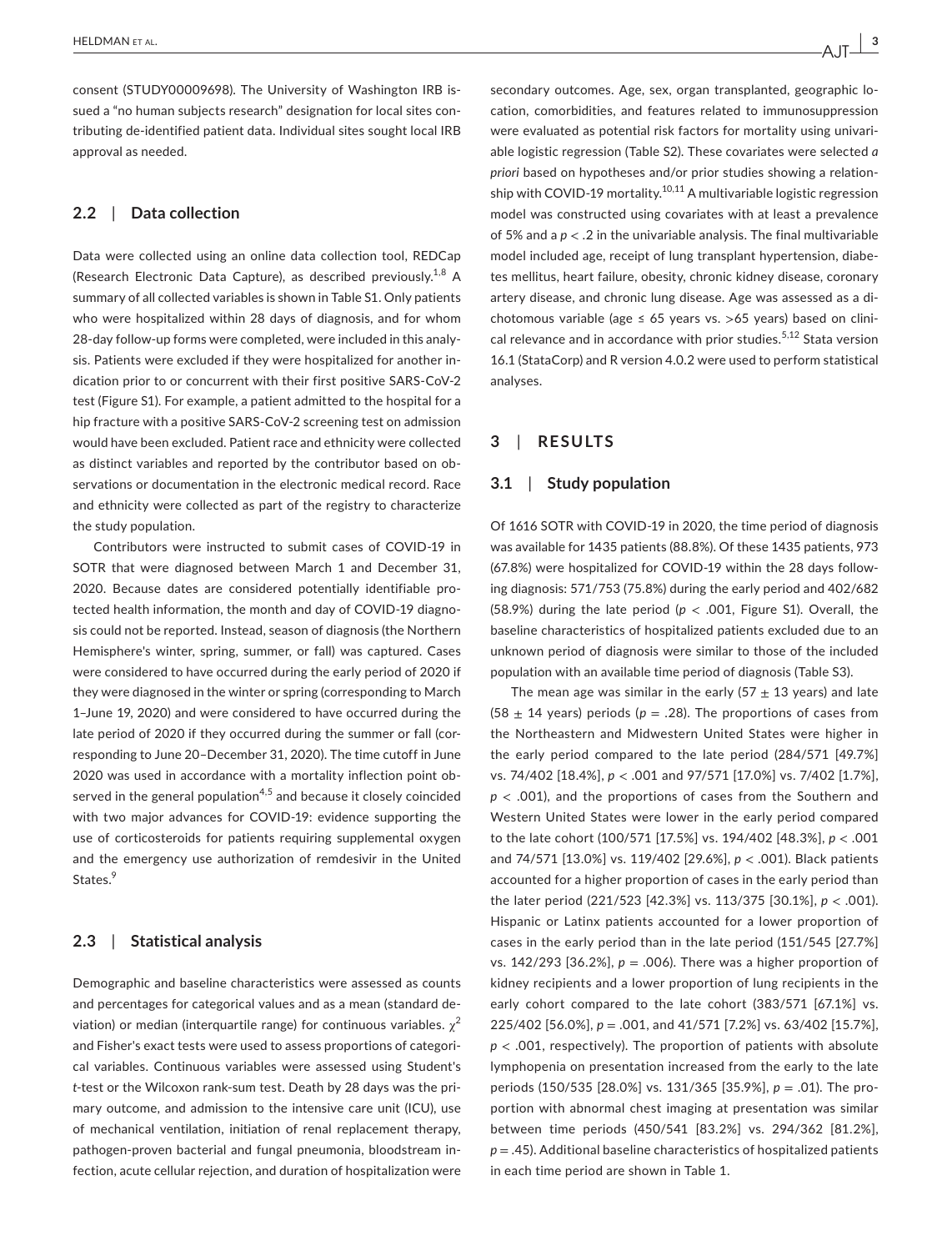consent (STUDY00009698). The University of Washington IRB issued a "no human subjects research" designation for local sites contributing de-identified patient data. Individual sites sought local IRB approval as needed.

### 2.2 | Data collection

Data were collected using an online data collection tool, REDCap (Research Electronic Data Capture), as described previously.[1,8] A summary of all collected variables is shown in Table S1. Only patients who were hospitalized within 28 days of diagnosis, and for whom 28-day follow-up forms were completed, were included in this analysis. Patients were excluded if they were hospitalized for another indication prior to or concurrent with their first positive SARS-CoV-2 test (Figure S1). For example, a patient admitted to the hospital for a hip fracture with a positive SARS-CoV-2 screening test on admission would have been excluded. Patient race and ethnicity were collected as distinct variables and reported by the contributor based on observations or documentation in the electronic medical record. Race and ethnicity were collected as part of the registry to characterize the study population.

Contributors were instructed to submit cases of COVID-19 in SOTR that were diagnosed between March 1 and December 31, 2020. Because dates are considered potentially identifiable protected health information, the month and day of COVID-19 diagnosis could not be reported. Instead, season of diagnosis (the Northern Hemisphere's winter, spring, summer, or fall) was captured. Cases were considered to have occurred during the early period of 2020 if they were diagnosed in the winter or spring (corresponding to March 1–June 19, 2020) and were considered to have occurred during the late period of 2020 if they occurred during the summer or fall (corresponding to June 20–December 31, 2020). The time cutoff in June 2020 was used in accordance with a mortality inflection point observed in the general population[4,5] and because it closely coincided with two major advances for COVID-19: evidence supporting the use of corticosteroids for patients requiring supplemental oxygen and the emergency use authorization of remdesivir in the United States.[9]

### 2.3 | Statistical analysis

Demographic and baseline characteristics were assessed as counts and percentages for categorical values and as a mean (standard deviation) or median (interquartile range) for continuous variables. $\chi^2$ and Fisher's exact tests were used to assess proportions of categorical variables. Continuous variables were assessed using Student's *t*-test or the Wilcoxon rank-sum test. Death by 28 days was the primary outcome, and admission to the intensive care unit (ICU), use of mechanical ventilation, initiation of renal replacement therapy, pathogen-proven bacterial and fungal pneumonia, bloodstream infection, acute cellular rejection, and duration of hospitalization were secondary outcomes. Age, sex, organ transplanted, geographic location, comorbidities, and features related to immunosuppression were evaluated as potential risk factors for mortality using univariable logistic regression (Table S2). These covariates were selected *a priori* based on hypotheses and/or prior studies showing a relationship with COVID-19 mortality.[10,11] A multivariable logistic regression model was constructed using covariates with at least a prevalence of 5% and a $p < .2$ in the univariable analysis. The final multivariable model included age, receipt of lung transplant hypertension, diabetes mellitus, heart failure, obesity, chronic kidney disease, coronary artery disease, and chronic lung disease. Age was assessed as a dichotomous variable (age ≤ 65 years vs. >65 years) based on clinical relevance and in accordance with prior studies.[5,12] Stata version 16.1 (StataCorp) and R version 4.0.2 were used to perform statistical analyses.

## 3 | RESULTS

### 3.1 | Study population

Of 1616 SOTR with COVID-19 in 2020, the time period of diagnosis was available for 1435 patients (88.8%). Of these 1435 patients, 973 (67.8%) were hospitalized for COVID-19 within the 28 days following diagnosis: 571/753 (75.8%) during the early period and 402/682 (58.9%) during the late period ($p < .001$, Figure S1). Overall, the baseline characteristics of hospitalized patients excluded due to an unknown period of diagnosis were similar to those of the included population with an available time period of diagnosis (Table S3).

The mean age was similar in the early (57 ± 13 years) and late (58 ± 14 years) periods ($p = .28$). The proportions of cases from the Northeastern and Midwestern United States were higher in the early period compared to the late period (284/571 [49.7%] vs. 74/402 [18.4%], $p < .001$ and 97/571 [17.0%] vs. 7/402 [1.7%], $p < .001$), and the proportions of cases from the Southern and Western United States were lower in the early period compared to the late cohort (100/571 [17.5%] vs. 194/402 [48.3%], $p < .001$ and 74/571 [13.0%] vs. 119/402 [29.6%], $p < .001$). Black patients accounted for a higher proportion of cases in the early period than the later period (221/523 [42.3%] vs. 113/375 [30.1%], $p < .001$). Hispanic or Latinx patients accounted for a lower proportion of cases in the early period than in the late period (151/545 [27.7%] vs. 142/293 [36.2%], $p = .006$). There was a higher proportion of kidney recipients and a lower proportion of lung recipients in the early cohort compared to the late cohort (383/571 [67.1%] vs. 225/402 [56.0%], $p = .001$, and 41/571 [7.2%] vs. 63/402 [15.7%], $p < .001$, respectively). The proportion of patients with absolute lymphopenia on presentation increased from the early to the late periods (150/535 [28.0%] vs. 131/365 [35.9%], $p = .01$). The proportion with abnormal chest imaging at presentation was similar between time periods (450/541 [83.2%] vs. 294/362 [81.2%], $p = .45$). Additional baseline characteristics of hospitalized patients in each time period are shown in Table 1.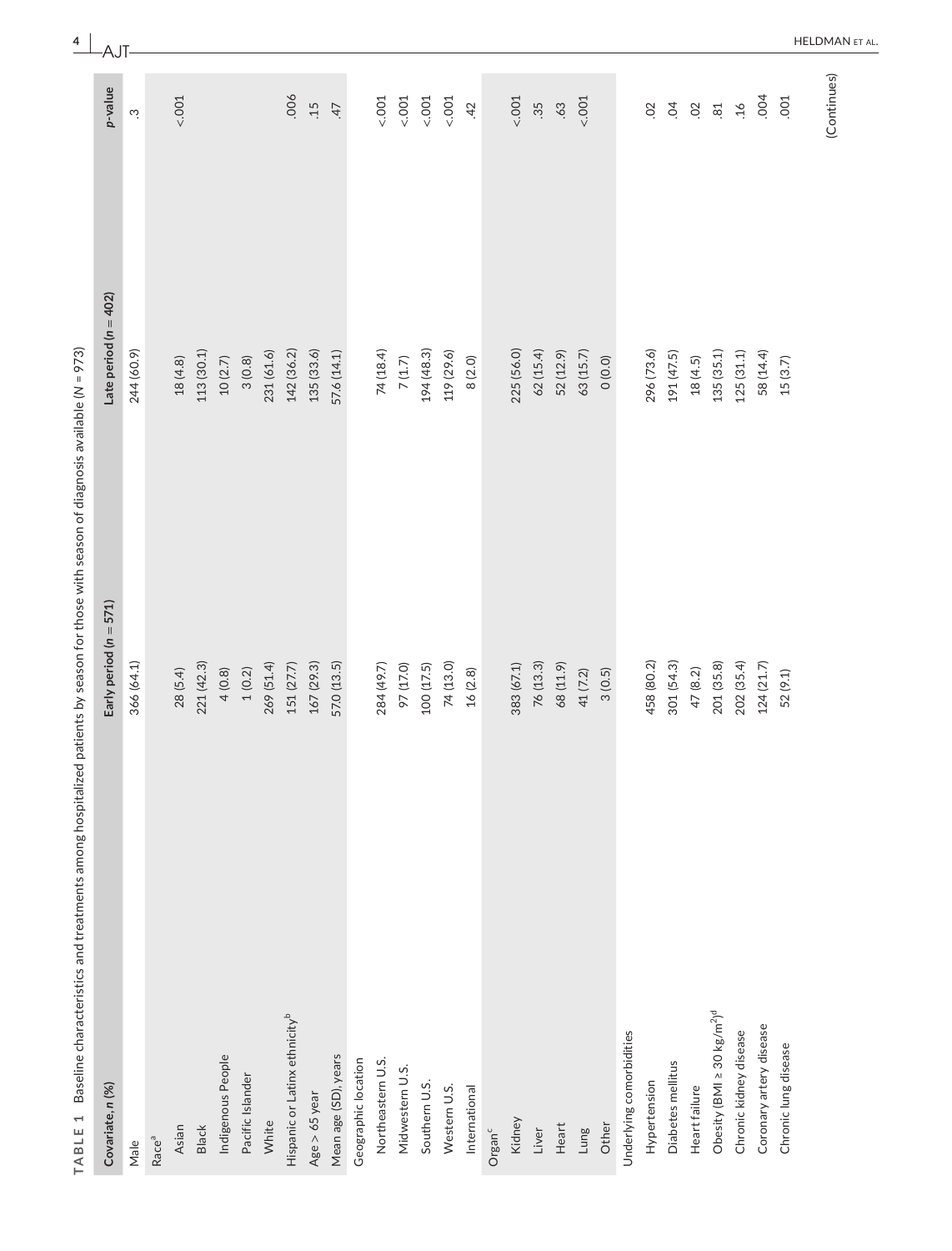**TABLE 1** Baseline characteristics and treatments among hospitalized patients by season for those with season of diagnosis available ($N = 973$)

| Covariate, n (%) | Early period ($n = 571$) | Late period ($n = 402$) | p-value |
|---|---|---|---|
| Male | 366 (64.1) | 244 (60.9) | .3 |
| Race[a] | | | |
| Asian | 28 (5.4) | 18 (4.8) | <.001 |
| Black | 221 (42.3) | 113 (30.1) | |
| Indigenous People | 4 (0.8) | 10 (2.7) | |
| Pacific Islander | 1 (0.2) | 3 (0.8) | |
| White | 269 (51.4) | 231 (61.6) | |
| Hispanic or Latinx ethnicity[b] | 151 (27.7) | 142 (36.2) | .006 |
| Age > 65 year | 167 (29.3) | 135 (33.6) | .15 |
| Mean age (SD), years | 57.0 (13.5) | 57.6 (14.1) | .47 |
| Geographic location | | | |
| Northeastern U.S. | 284 (49.7) | 74 (18.4) | <.001 |
| Midwestern U.S. | 97 (17.0) | 7 (1.7) | <.001 |
| Southern U.S. | 100 (17.5) | 194 (48.3) | <.001 |
| Western U.S. | 74 (13.0) | 119 (29.6) | <.001 |
| International | 16 (2.8) | 8 (2.0) | .42 |
| Organ[c] | | | |
| Kidney | 383 (67.1) | 225 (56.0) | <.001 |
| Liver | 76 (13.3) | 62 (15.4) | .35 |
| Heart | 68 (11.9) | 52 (12.9) | .63 |
| Lung | 41 (7.2) | 63 (15.7) | <.001 |
| Other | 3 (0.5) | 0 (0.0) | |
| Underlying comorbidities | | | |
| Hypertension | 458 (80.2) | 296 (73.6) | .02 |
| Diabetes mellitus | 301 (54.3) | 191 (47.5) | .04 |
| Heart failure | 47 (8.2) | 18 (4.5) | .02 |
| Obesity (BMI ≥ 30 kg/m$^2$)[d] | 201 (35.8) | 135 (35.1) | .81 |
| Chronic kidney disease | 202 (35.4) | 125 (31.1) | .16 |
| Coronary artery disease | 124 (21.7) | 58 (14.4) | .004 |
| Chronic lung disease | 52 (9.1) | 15 (3.7) | .001 |

(Continues)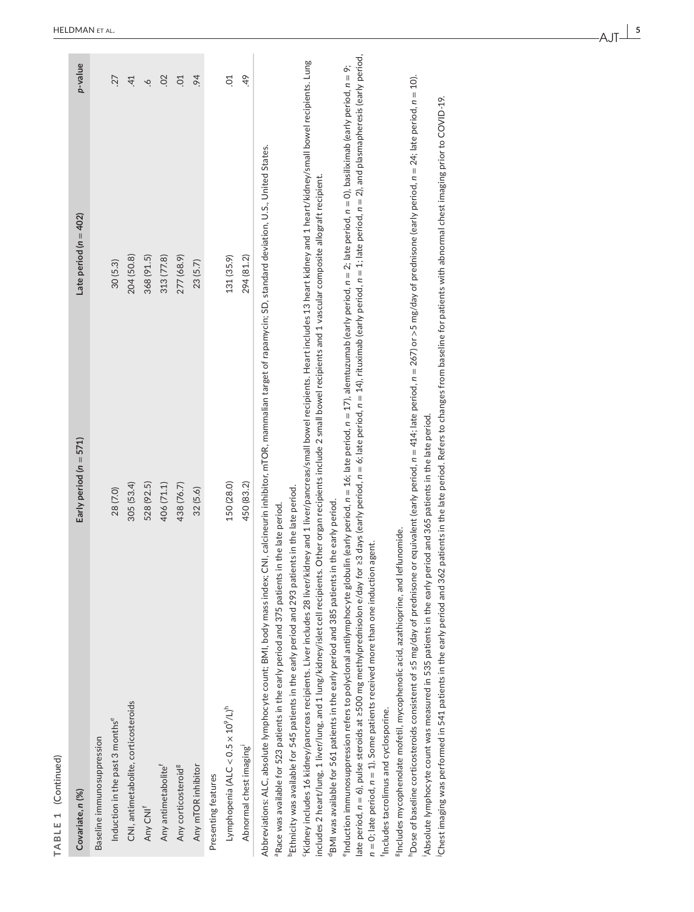**TABLE 1** (Continued)

| Covariate, n (%) | Early period (n = 571) | Late period (n = 402) | p-value |
|---|---|---|---|
| Baseline immunosuppression | | | |
| Induction in the past 3 months[e] | 28 (7.0) | 30 (5.3) | .27 |
| CNI, antimetabolite, corticosteroids | 305 (53.4) | 204 (50.8) | .41 |
| Any CNI[f] | 528 (92.5) | 368 (91.5) | .6 |
| Any antimetabolite[f] | 406 (71.1) | 313 (77.8) | .02 |
| Any corticosteroid[g] | 438 (76.7) | 277 (68.9) | .01 |
| Any mTOR inhibitor | 32 (5.6) | 23 (5.7) | .94 |
| Presenting features | | | |
| Lymphopenia (ALC < $0.5 \times 10^9$/L)[h] | 150 (28.0) | 131 (35.9) | .01 |
| Abnormal chest imaging[i] | 450 (83.2) | 294 (81.2) | .49 |

Abbreviations: ALC, absolute lymphocyte count; BMI, body mass index; CNI, calcineurin inhibitor; mTOR, mammalian target of rapamycin; SD, standard deviation, U.S., United States.

[a]Race was available for 523 patients in the early period and 375 patients in the late period.

[b]Ethnicity was available for 545 patients in the early period and 293 patients in the late period.

[c]Kidney includes 16 kidney/pancreas recipients. Liver includes 28 liver/kidney and 1 liver/pancreas/small bowel recipients. Heart includes 13 heart kidney and 1 heart/kidney/small bowel recipients. Lung includes 2 heart/lung, 1 liver/lung, and 1 lung/kidney/islet cell recipients. Other organ recipients include 2 small bowel recipients and 1 vascular composite allograft recipient.

[d]BMI was available for 561 patients in the early period and 385 patients in the early period.

[e]Induction immunosuppression refers to polyclonal antilymphocyte globulin (early period, n = 16; late period, n = 17), alemtuzumab (early period, n = 2; late period, n = 0), basiliximab (early period, n = 9; late period, n = 6), pulse steroids at ≥500 mg methylprednisolon e/day for ≥3 days (early period, n = 6; late period, n = 14), rituximab (early period, n = 1; late period, n = 2), and plasmapheresis (early period, n = 0; late period, n = 1). Some patients received more than one induction agent.

[f]Includes tacrolimus and cyclosporine.

[g]Includes mycophenolate mofetil, mycophenolic acid, azathioprine, and leflunomide.

[h]Dose of baseline corticosteroids consistent of ≤5 mg/day of prednisone or equivalent (early period, n = 414; late period, n = 267) or >5 mg/day of prednisone (early period, n = 24; late period, n = 10).

[i]Absolute lymphocyte count was measured in 535 patients in the early period and 365 patients in the late period.

[j]Chest imaging was performed in 541 patients in the early period and 362 patients in the late period. Refers to changes from baseline for patients with abnormal chest imaging prior to COVID-19.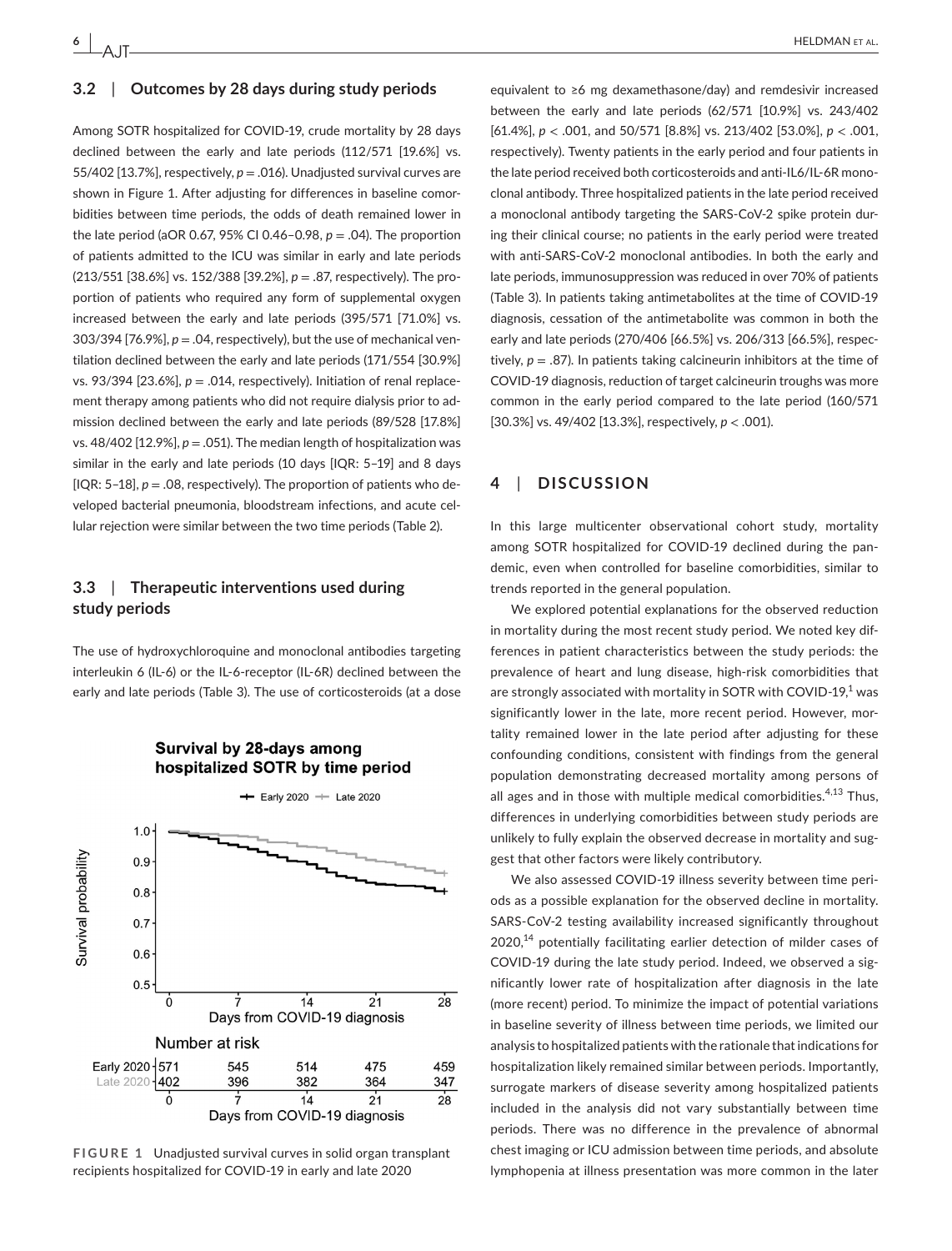### 3.2 | Outcomes by 28 days during study periods

Among SOTR hospitalized for COVID-19, crude mortality by 28 days declined between the early and late periods (112/571 [19.6%] vs. 55/402 [13.7%], respectively, $p = .016$). Unadjusted survival curves are shown in Figure 1. After adjusting for differences in baseline comorbidities between time periods, the odds of death remained lower in the late period (aOR 0.67, 95% CI 0.46–0.98, $p = .04$). The proportion of patients admitted to the ICU was similar in early and late periods (213/551 [38.6%] vs. 152/388 [39.2%], $p = .87$, respectively). The proportion of patients who required any form of supplemental oxygen increased between the early and late periods (395/571 [71.0%] vs. 303/394 [76.9%], $p = .04$, respectively), but the use of mechanical ventilation declined between the early and late periods (171/554 [30.9%] vs. 93/394 [23.6%], $p = .014$, respectively). Initiation of renal replacement therapy among patients who did not require dialysis prior to admission declined between the early and late periods (89/528 [17.8%] vs. 48/402 [12.9%], $p = .051$). The median length of hospitalization was similar in the early and late periods (10 days [IQR: 5–19] and 8 days [IQR: 5–18], $p = .08$, respectively). The proportion of patients who developed bacterial pneumonia, bloodstream infections, and acute cellular rejection were similar between the two time periods (Table 2).

### 3.3 | Therapeutic interventions used during study periods

The use of hydroxychloroquine and monoclonal antibodies targeting interleukin 6 (IL-6) or the IL-6-receptor (IL-6R) declined between the early and late periods (Table 3). The use of corticosteroids (at a dose equivalent to ≥6 mg dexamethasone/day) and remdesivir increased between the early and late periods (62/571 [10.9%] vs. 243/402 [61.4%], $p < .001$, and 50/571 [8.8%] vs. 213/402 [53.0%], $p < .001$, respectively). Twenty patients in the early period and four patients in the late period received both corticosteroids and anti-IL6/IL-6R monoclonal antibody. Three hospitalized patients in the late period received a monoclonal antibody targeting the SARS-CoV-2 spike protein during their clinical course; no patients in the early period were treated with anti-SARS-CoV-2 monoclonal antibodies. In both the early and late periods, immunosuppression was reduced in over 70% of patients (Table 3). In patients taking antimetabolites at the time of COVID-19 diagnosis, cessation of the antimetabolite was common in both the early and late periods (270/406 [66.5%] vs. 206/313 [66.5%], respectively, $p = .87$). In patients taking calcineurin inhibitors at the time of COVID-19 diagnosis, reduction of target calcineurin troughs was more common in the early period compared to the late period (160/571 [30.3%] vs. 49/402 [13.3%], respectively, $p < .001$).

**Survival by 28-days among hospitalized SOTR by time period**

| Number at risk | 0 | 7 | 14 | 21 | 28 |
|---|---|---|---|---|---|
| Early 2020 | 571 | 545 | 514 | 475 | 459 |
| Late 2020 | 402 | 396 | 382 | 364 | 347 |

**FIGURE 1** Unadjusted survival curves in solid organ transplant recipients hospitalized for COVID-19 in early and late 2020

## 4 | DISCUSSION

In this large multicenter observational cohort study, mortality among SOTR hospitalized for COVID-19 declined during the pandemic, even when controlled for baseline comorbidities, similar to trends reported in the general population.

We explored potential explanations for the observed reduction in mortality during the most recent study period. We noted key differences in patient characteristics between the study periods: the prevalence of heart and lung disease, high-risk comorbidities that are strongly associated with mortality in SOTR with COVID-19,[1] was significantly lower in the late, more recent period. However, mortality remained lower in the late period after adjusting for these confounding conditions, consistent with findings from the general population demonstrating decreased mortality among persons of all ages and in those with multiple medical comorbidities.[4,13] Thus, differences in underlying comorbidities between study periods are unlikely to fully explain the observed decrease in mortality and suggest that other factors were likely contributory.

We also assessed COVID-19 illness severity between time periods as a possible explanation for the observed decline in mortality. SARS-CoV-2 testing availability increased significantly throughout 2020,[14] potentially facilitating earlier detection of milder cases of COVID-19 during the late study period. Indeed, we observed a significantly lower rate of hospitalization after diagnosis in the late (more recent) period. To minimize the impact of potential variations in baseline severity of illness between time periods, we limited our analysis to hospitalized patients with the rationale that indications for hospitalization likely remained similar between periods. Importantly, surrogate markers of disease severity among hospitalized patients included in the analysis did not vary substantially between time periods. There was no difference in the prevalence of abnormal chest imaging or ICU admission between time periods, and absolute lymphopenia at illness presentation was more common in the later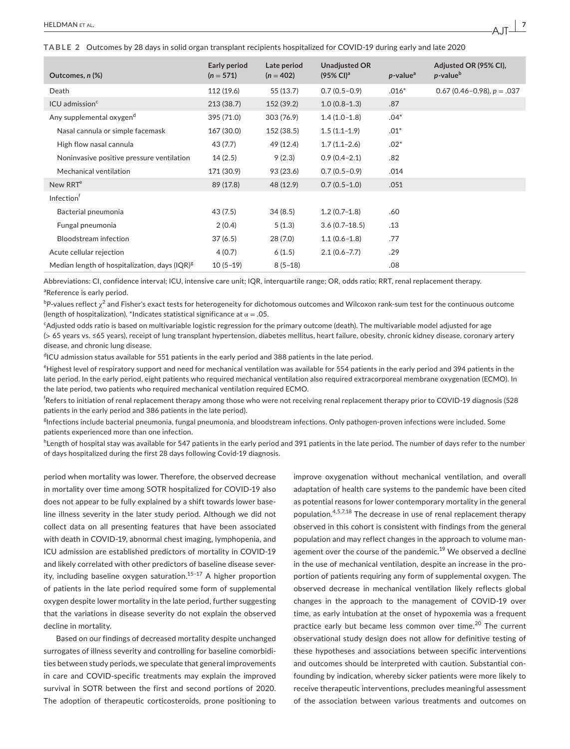**TABLE 2** Outcomes by 28 days in solid organ transplant recipients hospitalized for COVID-19 during early and late 2020

| Outcomes, *n* (%) | Early period (*n* = 571) | Late period (*n* = 402) | Unadjusted OR (95% CI)[a] | *p*-value[a] | Adjusted OR (95% CI), *p*-value[b] |
|---|---|---|---|---|---|
| Death | 112 (19.6) | 55 (13.7) | 0.7 (0.5–0.9) | .016* | 0.67 (0.46–0.98), *p* = .037 |
| ICU admission[c] | 213 (38.7) | 152 (39.2) | 1.0 (0.8–1.3) | .87 | |
| Any supplemental oxygen[d] | 395 (71.0) | 303 (76.9) | 1.4 (1.0–1.8) | .04* | |
| Nasal cannula or simple facemask | 167 (30.0) | 152 (38.5) | 1.5 (1.1–1.9) | .01* | |
| High flow nasal cannula | 43 (7.7) | 49 (12.4) | 1.7 (1.1–2.6) | .02* | |
| Noninvasive positive pressure ventilation | 14 (2.5) | 9 (2.3) | 0.9 (0.4–2.1) | .82 | |
| Mechanical ventilation | 171 (30.9) | 93 (23.6) | 0.7 (0.5–0.9) | .014 | |
| New RRT[e] | 89 (17.8) | 48 (12.9) | 0.7 (0.5–1.0) | .051 | |
| Infection[f] | | | | | |
| Bacterial pneumonia | 43 (7.5) | 34 (8.5) | 1.2 (0.7–1.8) | .60 | |
| Fungal pneumonia | 2 (0.4) | 5 (1.3) | 3.6 (0.7–18.5) | .13 | |
| Bloodstream infection | 37 (6.5) | 28 (7.0) | 1.1 (0.6–1.8) | .77 | |
| Acute cellular rejection | 4 (0.7) | 6 (1.5) | 2.1 (0.6–7.7) | .29 | |
| Median length of hospitalization, days (IQR)[g] | 10 (5–19) | 8 (5–18) | | .08 | |

Abbreviations: CI, confidence interval; ICU, intensive care unit; IQR, interquartile range; OR, odds ratio; RRT, renal replacement therapy.

[a]Reference is early period.

[b]*P*-values reflect $\chi^2$ and Fisher's exact tests for heterogeneity for dichotomous outcomes and Wilcoxon rank-sum test for the continuous outcome (length of hospitalization). *Indicates statistical significance at $\alpha = .05$.

[c]Adjusted odds ratio is based on multivariable logistic regression for the primary outcome (death). The multivariable model adjusted for age (> 65 years vs. ≤65 years), receipt of lung transplant hypertension, diabetes mellitus, heart failure, obesity, chronic kidney disease, coronary artery disease, and chronic lung disease.

[d]ICU admission status available for 551 patients in the early period and 388 patients in the late period.

[e]Highest level of respiratory support and need for mechanical ventilation was available for 554 patients in the early period and 394 patients in the late period. In the early period, eight patients who required mechanical ventilation also required extracorporeal membrane oxygenation (ECMO). In the late period, two patients who required mechanical ventilation required ECMO.

[f]Refers to initiation of renal replacement therapy among those who were not receiving renal replacement therapy prior to COVID-19 diagnosis (528 patients in the early period and 386 patients in the late period).

[g]Infections include bacterial pneumonia, fungal pneumonia, and bloodstream infections. Only pathogen-proven infections were included. Some patients experienced more than one infection.

[h]Length of hospital stay was available for 547 patients in the early period and 391 patients in the late period. The number of days refer to the number of days hospitalized during the first 28 days following Covid-19 diagnosis.

period when mortality was lower. Therefore, the observed decrease in mortality over time among SOTR hospitalized for COVID-19 also does not appear to be fully explained by a shift towards lower baseline illness severity in the later study period. Although we did not collect data on all presenting features that have been associated with death in COVID-19, abnormal chest imaging, lymphopenia, and ICU admission are established predictors of mortality in COVID-19 and likely correlated with other predictors of baseline disease severity, including baseline oxygen saturation.[15–17] A higher proportion of patients in the late period required some form of supplemental oxygen despite lower mortality in the late period, further suggesting that the variations in disease severity do not explain the observed decline in mortality.

Based on our findings of decreased mortality despite unchanged surrogates of illness severity and controlling for baseline comorbidities between study periods, we speculate that general improvements in care and COVID-specific treatments may explain the improved survival in SOTR between the first and second portions of 2020. The adoption of therapeutic corticosteroids, prone positioning to improve oxygenation without mechanical ventilation, and overall adaptation of health care systems to the pandemic have been cited as potential reasons for lower contemporary mortality in the general population.[4,5,7,18] The decrease in use of renal replacement therapy observed in this cohort is consistent with findings from the general population and may reflect changes in the approach to volume management over the course of the pandemic.[19] We observed a decline in the use of mechanical ventilation, despite an increase in the proportion of patients requiring any form of supplemental oxygen. The observed decrease in mechanical ventilation likely reflects global changes in the approach to the management of COVID-19 over time, as early intubation at the onset of hypoxemia was a frequent practice early but became less common over time.[20] The current observational study design does not allow for definitive testing of these hypotheses and associations between specific interventions and outcomes should be interpreted with caution. Substantial confounding by indication, whereby sicker patients were more likely to receive therapeutic interventions, precludes meaningful assessment of the association between various treatments and outcomes on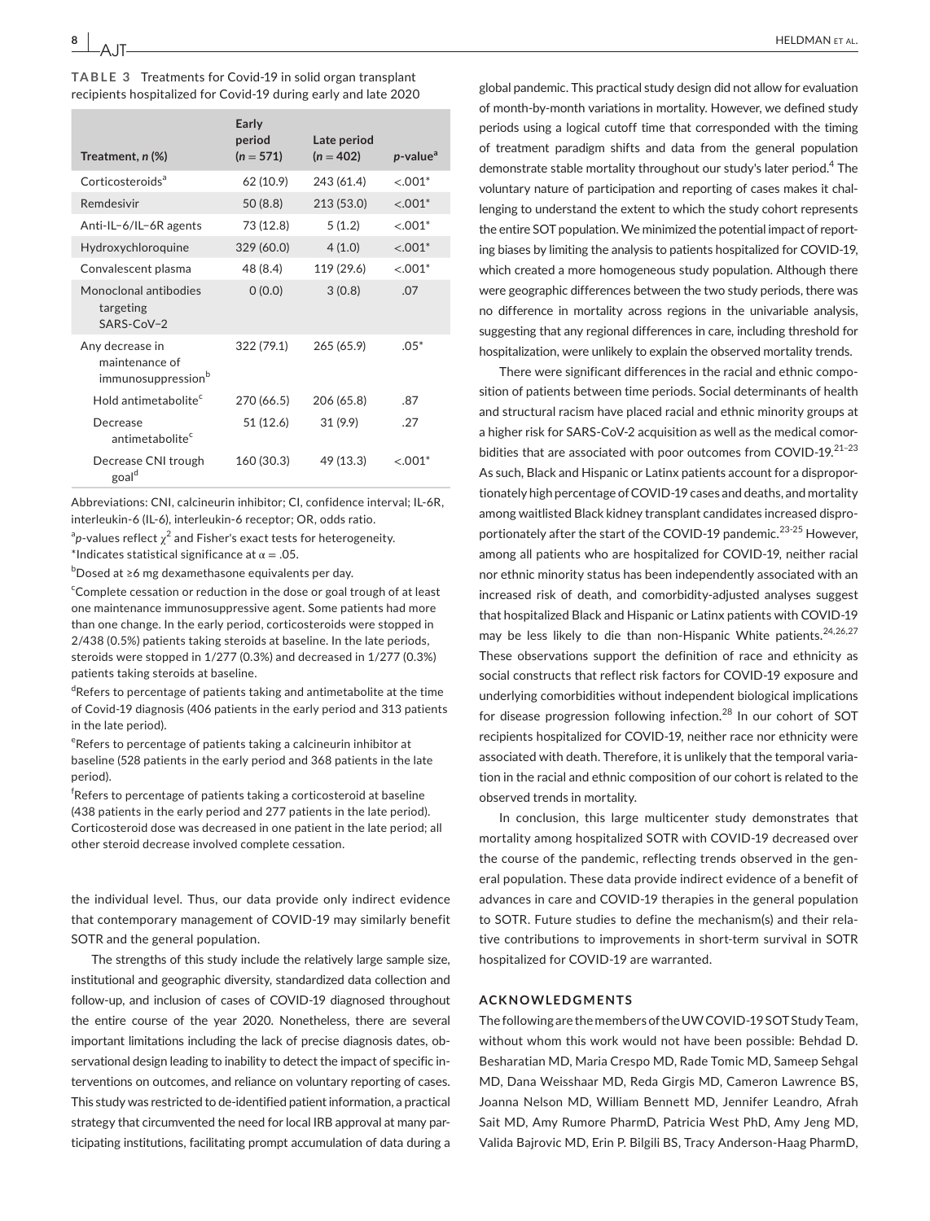**TABLE 3** Treatments for Covid-19 in solid organ transplant recipients hospitalized for Covid-19 during early and late 2020

| Treatment, n (%) | Early period (n = 571) | Late period (n = 402) | p-value[a] |
|---|---|---|---|
| Corticosteroids[a] | 62 (10.9) | 243 (61.4) | <.001* |
| Remdesivir | 50 (8.8) | 213 (53.0) | <.001* |
| Anti-IL−6/IL−6R agents | 73 (12.8) | 5 (1.2) | <.001* |
| Hydroxychloroquine | 329 (60.0) | 4 (1.0) | <.001* |
| Convalescent plasma | 48 (8.4) | 119 (29.6) | <.001* |
| Monoclonal antibodies targeting SARS-CoV−2 | 0 (0.0) | 3 (0.8) | .07 |
| Any decrease in maintenance of immunosuppression[b] | 322 (79.1) | 265 (65.9) | .05* |
| Hold antimetabolite[c] | 270 (66.5) | 206 (65.8) | .87 |
| Decrease antimetabolite[c] | 51 (12.6) | 31 (9.9) | .27 |
| Decrease CNI trough goal[d] | 160 (30.3) | 49 (13.3) | <.001* |

Abbreviations: CNI, calcineurin inhibitor; CI, confidence interval; IL-6R, interleukin-6 (IL-6), interleukin-6 receptor; OR, odds ratio.

[a]p-values reflect $\chi^2$ and Fisher's exact tests for heterogeneity.

*Indicates statistical significance at $\alpha = .05$.

[b]Dosed at ≥6 mg dexamethasone equivalents per day.

[c]Complete cessation or reduction in the dose or goal trough of at least one maintenance immunosuppressive agent. Some patients had more than one change. In the early period, corticosteroids were stopped in 2/438 (0.5%) patients taking steroids at baseline. In the late periods, steroids were stopped in 1/277 (0.3%) and decreased in 1/277 (0.3%) patients taking steroids at baseline.

[d]Refers to percentage of patients taking and antimetabolite at the time of Covid-19 diagnosis (406 patients in the early period and 313 patients in the late period).

[e]Refers to percentage of patients taking a calcineurin inhibitor at baseline (528 patients in the early period and 368 patients in the late period).

[f]Refers to percentage of patients taking a corticosteroid at baseline (438 patients in the early period and 277 patients in the late period). Corticosteroid dose was decreased in one patient in the late period; all other steroid decrease involved complete cessation.

the individual level. Thus, our data provide only indirect evidence that contemporary management of COVID-19 may similarly benefit SOTR and the general population.

The strengths of this study include the relatively large sample size, institutional and geographic diversity, standardized data collection and follow-up, and inclusion of cases of COVID-19 diagnosed throughout the entire course of the year 2020. Nonetheless, there are several important limitations including the lack of precise diagnosis dates, observational design leading to inability to detect the impact of specific interventions on outcomes, and reliance on voluntary reporting of cases. This study was restricted to de-identified patient information, a practical strategy that circumvented the need for local IRB approval at many participating institutions, facilitating prompt accumulation of data during a global pandemic. This practical study design did not allow for evaluation of month-by-month variations in mortality. However, we defined study periods using a logical cutoff time that corresponded with the timing of treatment paradigm shifts and data from the general population demonstrate stable mortality throughout our study's later period.[4] The voluntary nature of participation and reporting of cases makes it challenging to understand the extent to which the study cohort represents the entire SOT population. We minimized the potential impact of reporting biases by limiting the analysis to patients hospitalized for COVID-19, which created a more homogeneous study population. Although there were geographic differences between the two study periods, there was no difference in mortality across regions in the univariable analysis, suggesting that any regional differences in care, including threshold for hospitalization, were unlikely to explain the observed mortality trends.

There were significant differences in the racial and ethnic composition of patients between time periods. Social determinants of health and structural racism have placed racial and ethnic minority groups at a higher risk for SARS-CoV-2 acquisition as well as the medical comorbidities that are associated with poor outcomes from COVID-19.[21-23] As such, Black and Hispanic or Latinx patients account for a disproportionately high percentage of COVID-19 cases and deaths, and mortality among waitlisted Black kidney transplant candidates increased disproportionately after the start of the COVID-19 pandemic.[23-25] However, among all patients who are hospitalized for COVID-19, neither racial nor ethnic minority status has been independently associated with an increased risk of death, and comorbidity-adjusted analyses suggest that hospitalized Black and Hispanic or Latinx patients with COVID-19 may be less likely to die than non-Hispanic White patients.[24,26,27] These observations support the definition of race and ethnicity as social constructs that reflect risk factors for COVID-19 exposure and underlying comorbidities without independent biological implications for disease progression following infection.[28] In our cohort of SOT recipients hospitalized for COVID-19, neither race nor ethnicity were associated with death. Therefore, it is unlikely that the temporal variation in the racial and ethnic composition of our cohort is related to the observed trends in mortality.

In conclusion, this large multicenter study demonstrates that mortality among hospitalized SOTR with COVID-19 decreased over the course of the pandemic, reflecting trends observed in the general population. These data provide indirect evidence of a benefit of advances in care and COVID-19 therapies in the general population to SOTR. Future studies to define the mechanism(s) and their relative contributions to improvements in short-term survival in SOTR hospitalized for COVID-19 are warranted.

## ACKNOWLEDGMENTS

The following are the members of the UW COVID-19 SOT Study Team, without whom this work would not have been possible: Behdad D. Besharatian MD, Maria Crespo MD, Rade Tomic MD, Sameep Sehgal MD, Dana Weisshaar MD, Reda Girgis MD, Cameron Lawrence BS, Joanna Nelson MD, William Bennett MD, Jennifer Leandro, Afrah Sait MD, Amy Rumore PharmD, Patricia West PhD, Amy Jeng MD, Valida Bajrovic MD, Erin P. Bilgili BS, Tracy Anderson-Haag PharmD,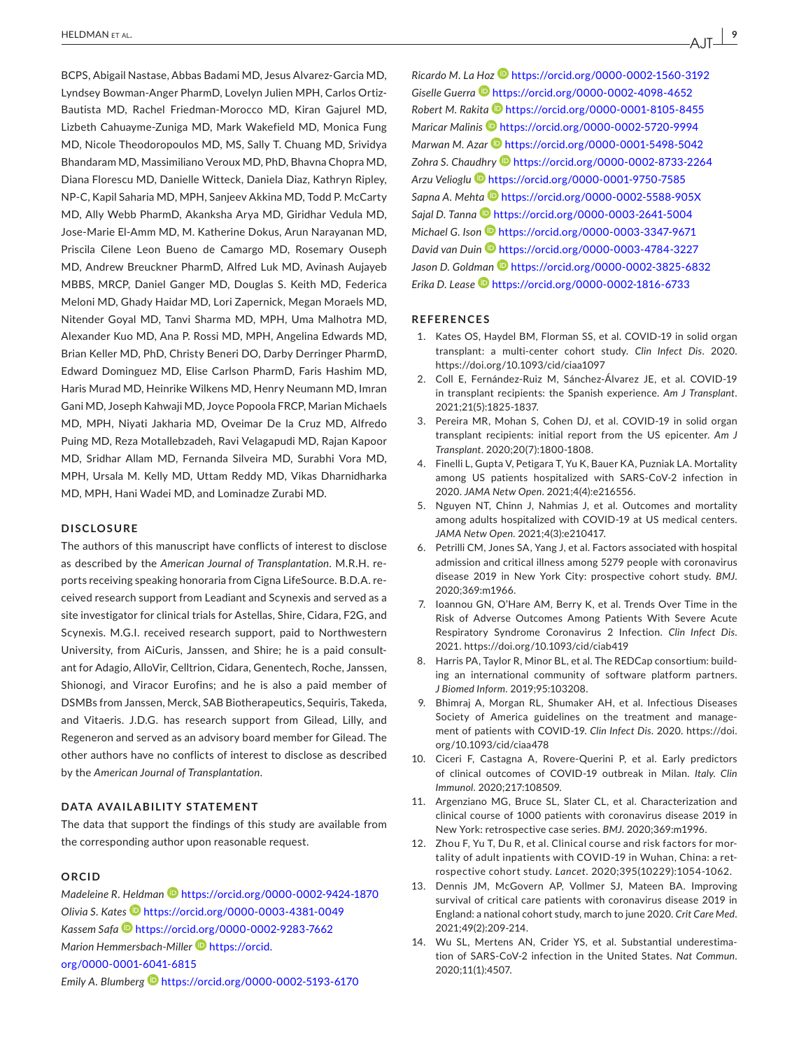BCPS, Abigail Nastase, Abbas Badami MD, Jesus Alvarez-Garcia MD, Lyndsey Bowman-Anger PharmD, Lovelyn Julien MPH, Carlos Ortiz-Bautista MD, Rachel Friedman-Morocco MD, Kiran Gajurel MD, Lizbeth Cahuayme-Zuniga MD, Mark Wakefield MD, Monica Fung MD, Nicole Theodoropoulos MD, MS, Sally T. Chuang MD, Srividya Bhandaram MD, Massimiliano Veroux MD, PhD, Bhavna Chopra MD, Diana Florescu MD, Danielle Witteck, Daniela Diaz, Kathryn Ripley, NP-C, Kapil Saharia MD, MPH, Sanjeev Akkina MD, Todd P. McCarty MD, Ally Webb PharmD, Akanksha Arya MD, Giridhar Vedula MD, Jose-Marie El-Amm MD, M. Katherine Dokus, Arun Narayanan MD, Priscila Cilene Leon Bueno de Camargo MD, Rosemary Ouseph MD, Andrew Breuckner PharmD, Alfred Luk MD, Avinash Aujayeb MBBS, MRCP, Daniel Ganger MD, Douglas S. Keith MD, Federica Meloni MD, Ghady Haidar MD, Lori Zapernick, Megan Moraels MD, Nitender Goyal MD, Tanvi Sharma MD, MPH, Uma Malhotra MD, Alexander Kuo MD, Ana P. Rossi MD, MPH, Angelina Edwards MD, Brian Keller MD, PhD, Christy Beneri DO, Darby Derringer PharmD, Edward Dominguez MD, Elise Carlson PharmD, Faris Hashim MD, Haris Murad MD, Heinrike Wilkens MD, Henry Neumann MD, Imran Gani MD, Joseph Kahwaji MD, Joyce Popoola FRCP, Marian Michaels MD, MPH, Niyati Jakharia MD, Oveimar De la Cruz MD, Alfredo Puing MD, Reza Motallebzadeh, Ravi Velagapudi MD, Rajan Kapoor MD, Sridhar Allam MD, Fernanda Silveira MD, Surabhi Vora MD, MPH, Ursala M. Kelly MD, Uttam Reddy MD, Vikas Dharnidharka MD, MPH, Hani Wadei MD, and Lominadze Zurabi MD.

## DISCLOSURE

The authors of this manuscript have conflicts of interest to disclose as described by the *American Journal of Transplantation*. M.R.H. reports receiving speaking honoraria from Cigna LifeSource. B.D.A. received research support from Leadiant and Scynexis and served as a site investigator for clinical trials for Astellas, Shire, Cidara, F2G, and Scynexis. M.G.I. received research support, paid to Northwestern University, from AiCuris, Janssen, and Shire; he is a paid consultant for Adagio, AlloVir, Celltrion, Cidara, Genentech, Roche, Janssen, Shionogi, and Viracor Eurofins; and he is also a paid member of DSMBs from Janssen, Merck, SAB Biotherapeutics, Sequiris, Takeda, and Vitaeris. J.D.G. has research support from Gilead, Lilly, and Regeneron and served as an advisory board member for Gilead. The other authors have no conflicts of interest to disclose as described by the *American Journal of Transplantation*.

## DATA AVAILABILITY STATEMENT

The data that support the findings of this study are available from the corresponding author upon reasonable request.

## ORCID

*Madeleine R. Heldman* https://orcid.org/0000-0002-9424-1870
*Olivia S. Kates* https://orcid.org/0000-0003-4381-0049
*Kassem Safa* https://orcid.org/0000-0002-9283-7662
*Marion Hemmersbach-Miller* https://orcid.org/0000-0001-6041-6815
*Emily A. Blumberg* https://orcid.org/0000-0002-5193-6170
*Ricardo M. La Hoz* https://orcid.org/0000-0002-1560-3192
*Giselle Guerra* https://orcid.org/0000-0002-4098-4652
*Robert M. Rakita* https://orcid.org/0000-0001-8105-8455
*Maricar Malinis* https://orcid.org/0000-0002-5720-9994
*Marwan M. Azar* https://orcid.org/0000-0001-5498-5042
*Zohra S. Chaudhry* https://orcid.org/0000-0002-8733-2264
*Arzu Velioglu* https://orcid.org/0000-0001-9750-7585
*Sapna A. Mehta* https://orcid.org/0000-0002-5588-905X
*Sajal D. Tanna* https://orcid.org/0000-0003-2641-5004
*Michael G. Ison* https://orcid.org/0000-0003-3347-9671
*David van Duin* https://orcid.org/0000-0003-4784-3227
*Jason D. Goldman* https://orcid.org/0000-0002-3825-6832
*Erika D. Lease* https://orcid.org/0000-0002-1816-6733

## REFERENCES

1. Kates OS, Haydel BM, Florman SS, et al. COVID-19 in solid organ transplant: a multi-center cohort study. *Clin Infect Dis*. 2020. https://doi.org/10.1093/cid/ciaa1097
2. Coll E, Fernández-Ruiz M, Sánchez-Álvarez JE, et al. COVID-19 in transplant recipients: the Spanish experience. *Am J Transplant*. 2021;21(5):1825-1837.
3. Pereira MR, Mohan S, Cohen DJ, et al. COVID-19 in solid organ transplant recipients: initial report from the US epicenter. *Am J Transplant*. 2020;20(7):1800-1808.
4. Finelli L, Gupta V, Petigara T, Yu K, Bauer KA, Puzniak LA. Mortality among US patients hospitalized with SARS-CoV-2 infection in 2020. *JAMA Netw Open*. 2021;4(4):e216556.
5. Nguyen NT, Chinn J, Nahmias J, et al. Outcomes and mortality among adults hospitalized with COVID-19 at US medical centers. *JAMA Netw Open*. 2021;4(3):e210417.
6. Petrilli CM, Jones SA, Yang J, et al. Factors associated with hospital admission and critical illness among 5279 people with coronavirus disease 2019 in New York City: prospective cohort study. *BMJ*. 2020;369:m1966.
7. Ioannou GN, O'Hare AM, Berry K, et al. Trends Over Time in the Risk of Adverse Outcomes Among Patients With Severe Acute Respiratory Syndrome Coronavirus 2 Infection. *Clin Infect Dis*. 2021. https://doi.org/10.1093/cid/ciab419
8. Harris PA, Taylor R, Minor BL, et al. The REDCap consortium: building an international community of software platform partners. *J Biomed Inform*. 2019;95:103208.
9. Bhimraj A, Morgan RL, Shumaker AH, et al. Infectious Diseases Society of America guidelines on the treatment and management of patients with COVID-19. *Clin Infect Dis*. 2020. https://doi.org/10.1093/cid/ciaa478
10. Ciceri F, Castagna A, Rovere-Querini P, et al. Early predictors of clinical outcomes of COVID-19 outbreak in Milan. *Italy. Clin Immunol*. 2020;217:108509.
11. Argenziano MG, Bruce SL, Slater CL, et al. Characterization and clinical course of 1000 patients with coronavirus disease 2019 in New York: retrospective case series. *BMJ*. 2020;369:m1996.
12. Zhou F, Yu T, Du R, et al. Clinical course and risk factors for mortality of adult inpatients with COVID-19 in Wuhan, China: a retrospective cohort study. *Lancet*. 2020;395(10229):1054-1062.
13. Dennis JM, McGovern AP, Vollmer SJ, Mateen BA. Improving survival of critical care patients with coronavirus disease 2019 in England: a national cohort study, march to june 2020. *Crit Care Med*. 2021;49(2):209-214.
14. Wu SL, Mertens AN, Crider YS, et al. Substantial underestimation of SARS-CoV-2 infection in the United States. *Nat Commun*. 2020;11(1):4507.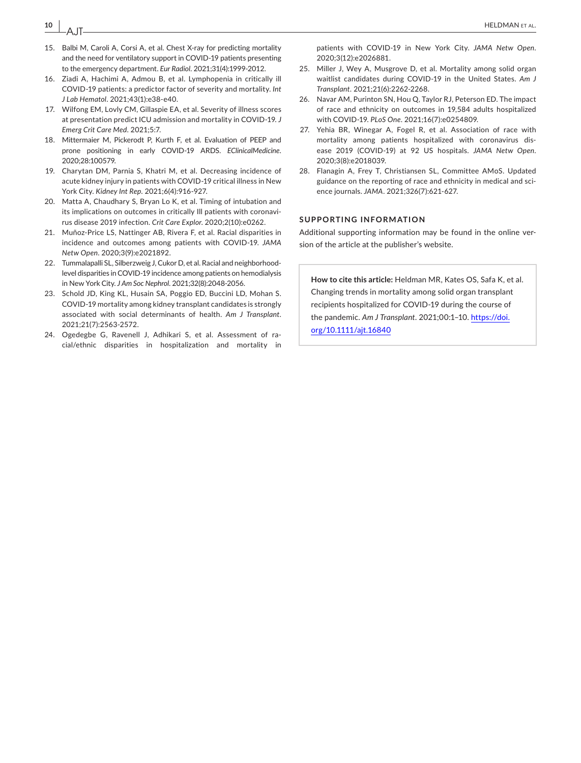15. Balbi M, Caroli A, Corsi A, et al. Chest X-ray for predicting mortality and the need for ventilatory support in COVID-19 patients presenting to the emergency department. *Eur Radiol*. 2021;31(4):1999-2012.
16. Ziadi A, Hachimi A, Admou B, et al. Lymphopenia in critically ill COVID-19 patients: a predictor factor of severity and mortality. *Int J Lab Hematol*. 2021;43(1):e38-e40.
17. Wilfong EM, Lovly CM, Gillaspie EA, et al. Severity of illness scores at presentation predict ICU admission and mortality in COVID-19. *J Emerg Crit Care Med*. 2021;5:7.
18. Mittermaier M, Pickerodt P, Kurth F, et al. Evaluation of PEEP and prone positioning in early COVID-19 ARDS. *EClinicalMedicine*. 2020;28:100579.
19. Charytan DM, Parnia S, Khatri M, et al. Decreasing incidence of acute kidney injury in patients with COVID-19 critical illness in New York City. *Kidney Int Rep*. 2021;6(4):916-927.
20. Matta A, Chaudhary S, Bryan Lo K, et al. Timing of intubation and its implications on outcomes in critically Ill patients with coronavirus disease 2019 infection. *Crit Care Explor*. 2020;2(10):e0262.
21. Muñoz-Price LS, Nattinger AB, Rivera F, et al. Racial disparities in incidence and outcomes among patients with COVID-19. *JAMA Netw Open*. 2020;3(9):e2021892.
22. Tummalapalli SL, Silberzweig J, Cukor D, et al. Racial and neighborhood-level disparities in COVID-19 incidence among patients on hemodialysis in New York City. *J Am Soc Nephrol*. 2021;32(8):2048-2056.
23. Schold JD, King KL, Husain SA, Poggio ED, Buccini LD, Mohan S. COVID-19 mortality among kidney transplant candidates is strongly associated with social determinants of health. *Am J Transplant*. 2021;21(7):2563-2572.
24. Ogedegbe G, Ravenell J, Adhikari S, et al. Assessment of racial/ethnic disparities in hospitalization and mortality in patients with COVID-19 in New York City. *JAMA Netw Open*. 2020;3(12):e2026881.
25. Miller J, Wey A, Musgrove D, et al. Mortality among solid organ waitlist candidates during COVID-19 in the United States. *Am J Transplant*. 2021;21(6):2262-2268.
26. Navar AM, Purinton SN, Hou Q, Taylor RJ, Peterson ED. The impact of race and ethnicity on outcomes in 19,584 adults hospitalized with COVID-19. *PLoS One*. 2021;16(7):e0254809.
27. Yehia BR, Winegar A, Fogel R, et al. Association of race with mortality among patients hospitalized with coronavirus disease 2019 (COVID-19) at 92 US hospitals. *JAMA Netw Open*. 2020;3(8):e2018039.
28. Flanagin A, Frey T, Christiansen SL, Committee AMoS. Updated guidance on the reporting of race and ethnicity in medical and science journals. *JAMA*. 2021;326(7):621-627.

## SUPPORTING INFORMATION

Additional supporting information may be found in the online version of the article at the publisher's website.

**How to cite this article:** Heldman MR, Kates OS, Safa K, et al. Changing trends in mortality among solid organ transplant recipients hospitalized for COVID-19 during the course of the pandemic. *Am J Transplant*. 2021;00:1–10. https://doi.org/10.1111/ajt.16840